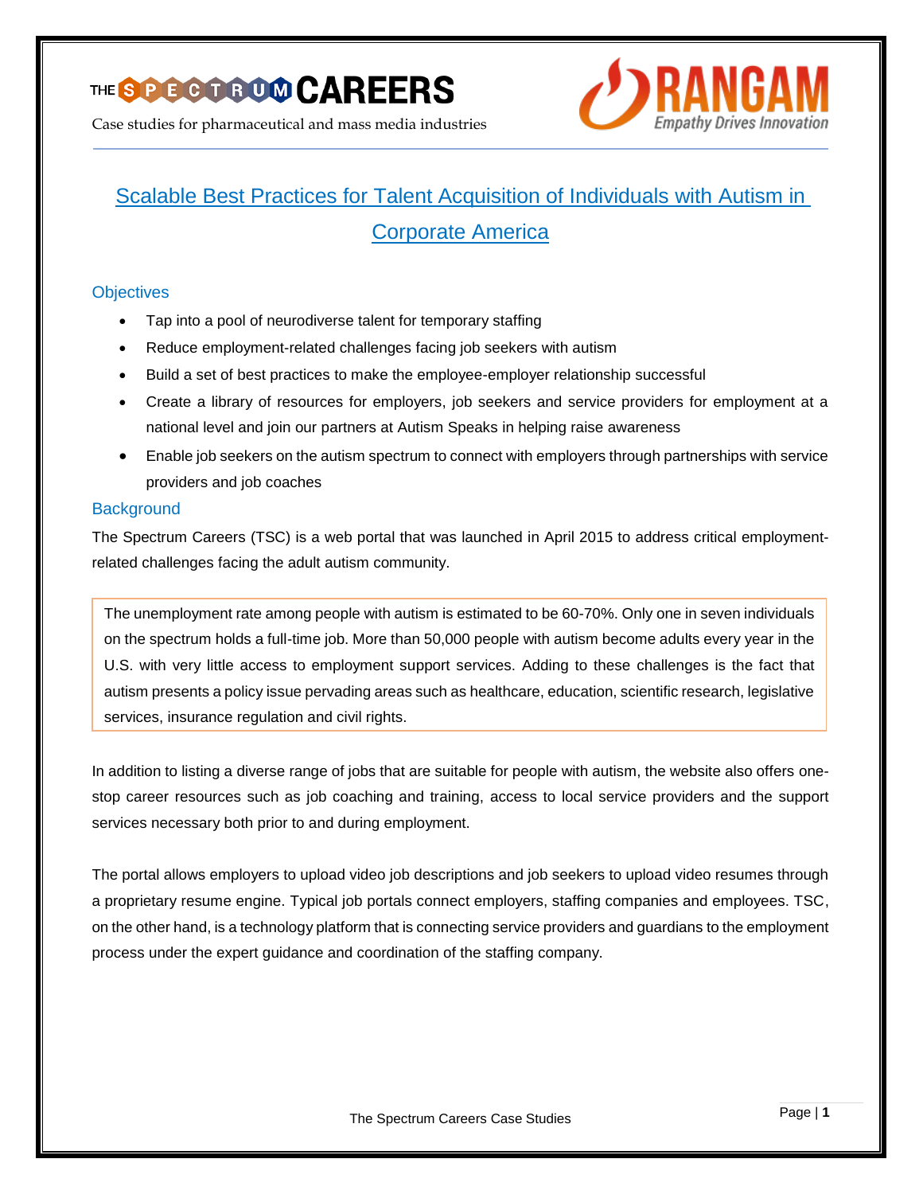THE SPECTRUM CAREERS

Case studies for pharmaceutical and mass media industries

RANGAM
Empathy Drives Innovation

# Scalable Best Practices for Talent Acquisition of Individuals with Autism in Corporate America

## Objectives

- Tap into a pool of neurodiverse talent for temporary staffing
- Reduce employment-related challenges facing job seekers with autism
- Build a set of best practices to make the employee-employer relationship successful
- Create a library of resources for employers, job seekers and service providers for employment at a national level and join our partners at Autism Speaks in helping raise awareness
- Enable job seekers on the autism spectrum to connect with employers through partnerships with service providers and job coaches

## Background

The Spectrum Careers (TSC) is a web portal that was launched in April 2015 to address critical employment-related challenges facing the adult autism community.

> The unemployment rate among people with autism is estimated to be 60-70%. Only one in seven individuals on the spectrum holds a full-time job. More than 50,000 people with autism become adults every year in the U.S. with very little access to employment support services. Adding to these challenges is the fact that autism presents a policy issue pervading areas such as healthcare, education, scientific research, legislative services, insurance regulation and civil rights.

In addition to listing a diverse range of jobs that are suitable for people with autism, the website also offers one-stop career resources such as job coaching and training, access to local service providers and the support services necessary both prior to and during employment.

The portal allows employers to upload video job descriptions and job seekers to upload video resumes through a proprietary resume engine. Typical job portals connect employers, staffing companies and employees. TSC, on the other hand, is a technology platform that is connecting service providers and guardians to the employment process under the expert guidance and coordination of the staffing company.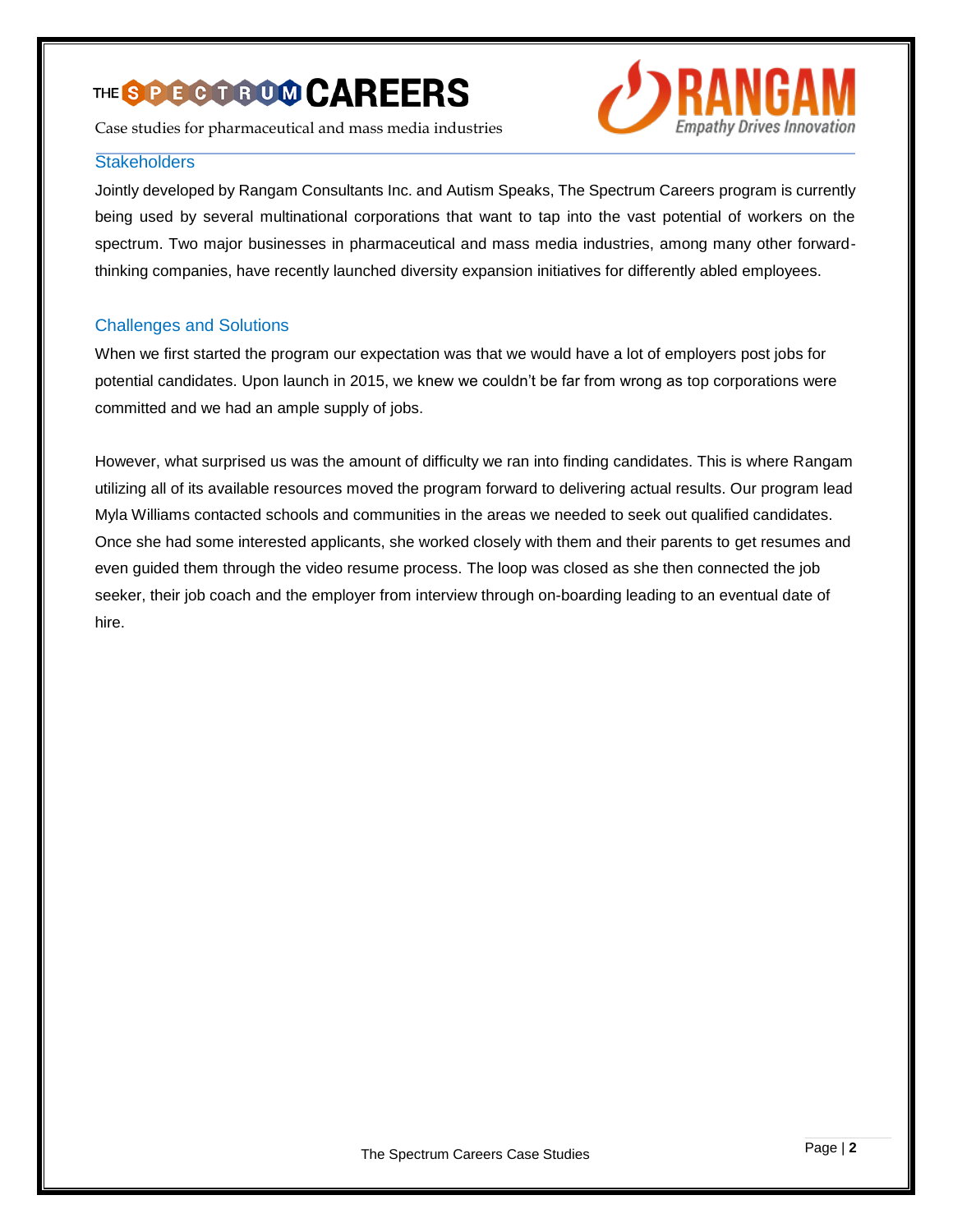## Stakeholders

Jointly developed by Rangam Consultants Inc. and Autism Speaks, The Spectrum Careers program is currently being used by several multinational corporations that want to tap into the vast potential of workers on the spectrum. Two major businesses in pharmaceutical and mass media industries, among many other forward-thinking companies, have recently launched diversity expansion initiatives for differently abled employees.

## Challenges and Solutions

When we first started the program our expectation was that we would have a lot of employers post jobs for potential candidates. Upon launch in 2015, we knew we couldn't be far from wrong as top corporations were committed and we had an ample supply of jobs.

However, what surprised us was the amount of difficulty we ran into finding candidates. This is where Rangam utilizing all of its available resources moved the program forward to delivering actual results. Our program lead Myla Williams contacted schools and communities in the areas we needed to seek out qualified candidates. Once she had some interested applicants, she worked closely with them and their parents to get resumes and even guided them through the video resume process. The loop was closed as she then connected the job seeker, their job coach and the employer from interview through on-boarding leading to an eventual date of hire.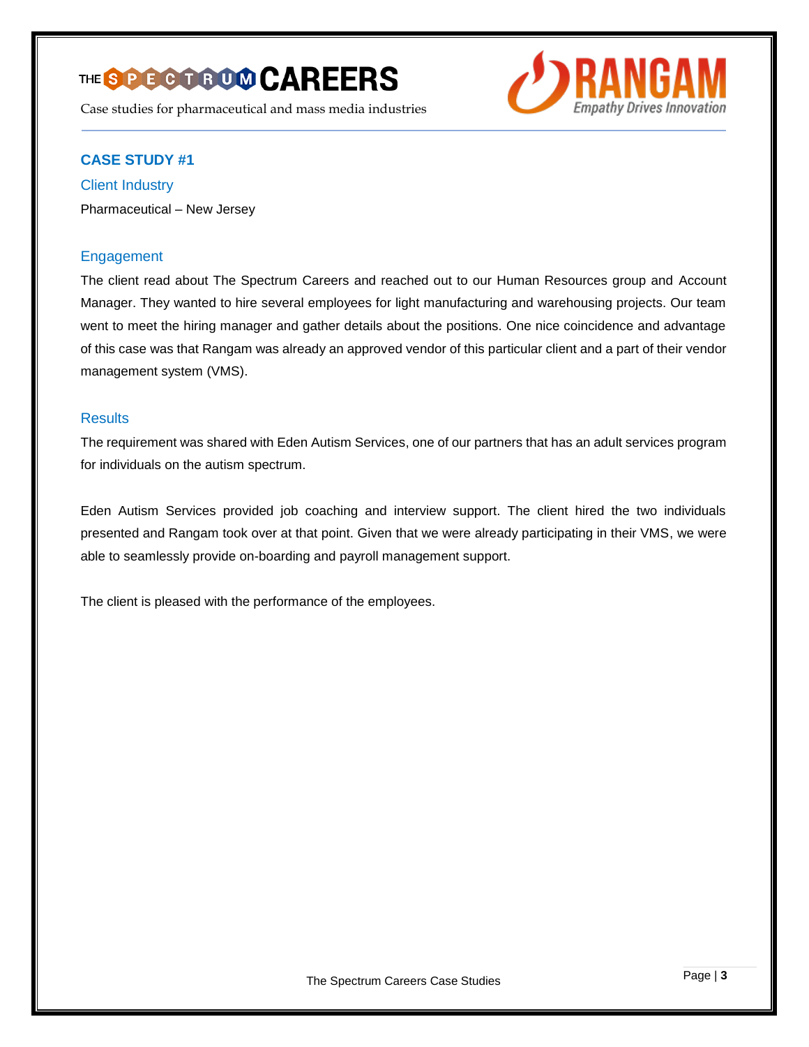## CASE STUDY #1

### Client Industry

Pharmaceutical – New Jersey

### Engagement

The client read about The Spectrum Careers and reached out to our Human Resources group and Account Manager. They wanted to hire several employees for light manufacturing and warehousing projects. Our team went to meet the hiring manager and gather details about the positions. One nice coincidence and advantage of this case was that Rangam was already an approved vendor of this particular client and a part of their vendor management system (VMS).

### Results

The requirement was shared with Eden Autism Services, one of our partners that has an adult services program for individuals on the autism spectrum.

Eden Autism Services provided job coaching and interview support. The client hired the two individuals presented and Rangam took over at that point. Given that we were already participating in their VMS, we were able to seamlessly provide on-boarding and payroll management support.

The client is pleased with the performance of the employees.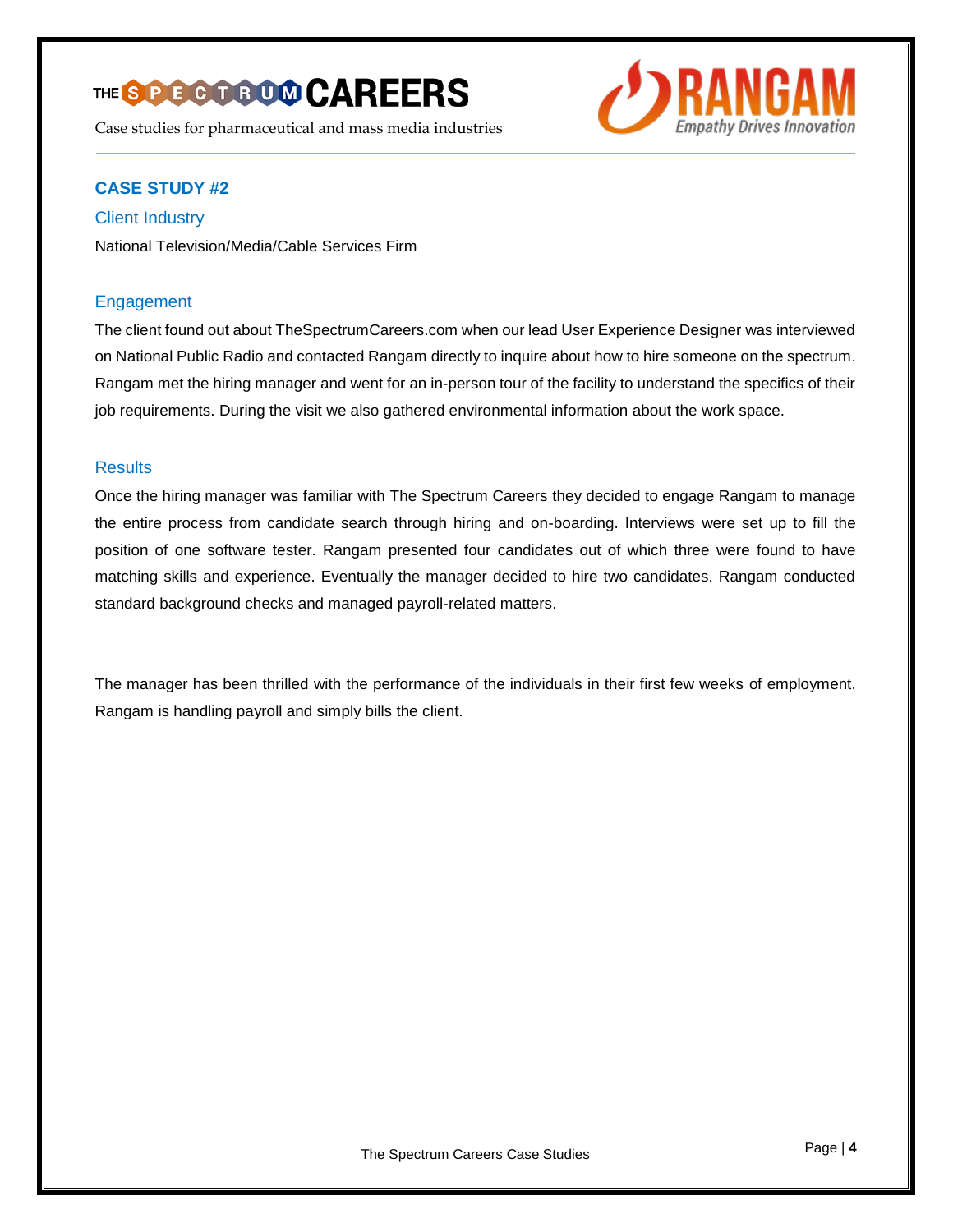## CASE STUDY #2

### Client Industry

National Television/Media/Cable Services Firm

### Engagement

The client found out about TheSpectrumCareers.com when our lead User Experience Designer was interviewed on National Public Radio and contacted Rangam directly to inquire about how to hire someone on the spectrum. Rangam met the hiring manager and went for an in-person tour of the facility to understand the specifics of their job requirements. During the visit we also gathered environmental information about the work space.

### Results

Once the hiring manager was familiar with The Spectrum Careers they decided to engage Rangam to manage the entire process from candidate search through hiring and on-boarding. Interviews were set up to fill the position of one software tester. Rangam presented four candidates out of which three were found to have matching skills and experience. Eventually the manager decided to hire two candidates. Rangam conducted standard background checks and managed payroll-related matters.

The manager has been thrilled with the performance of the individuals in their first few weeks of employment. Rangam is handling payroll and simply bills the client.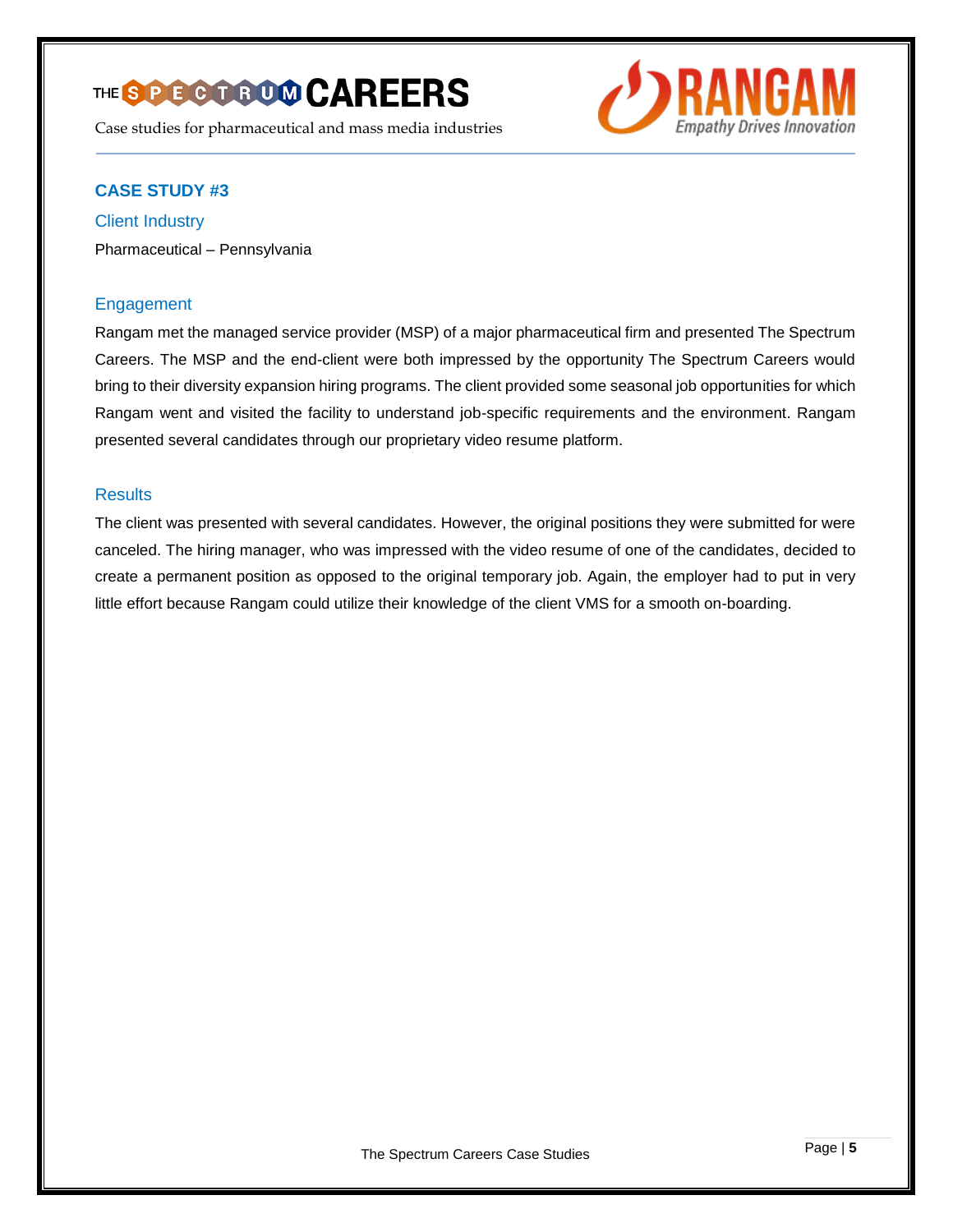## CASE STUDY #3

### Client Industry

Pharmaceutical – Pennsylvania

### Engagement

Rangam met the managed service provider (MSP) of a major pharmaceutical firm and presented The Spectrum Careers. The MSP and the end-client were both impressed by the opportunity The Spectrum Careers would bring to their diversity expansion hiring programs. The client provided some seasonal job opportunities for which Rangam went and visited the facility to understand job-specific requirements and the environment. Rangam presented several candidates through our proprietary video resume platform.

### Results

The client was presented with several candidates. However, the original positions they were submitted for were canceled. The hiring manager, who was impressed with the video resume of one of the candidates, decided to create a permanent position as opposed to the original temporary job. Again, the employer had to put in very little effort because Rangam could utilize their knowledge of the client VMS for a smooth on-boarding.